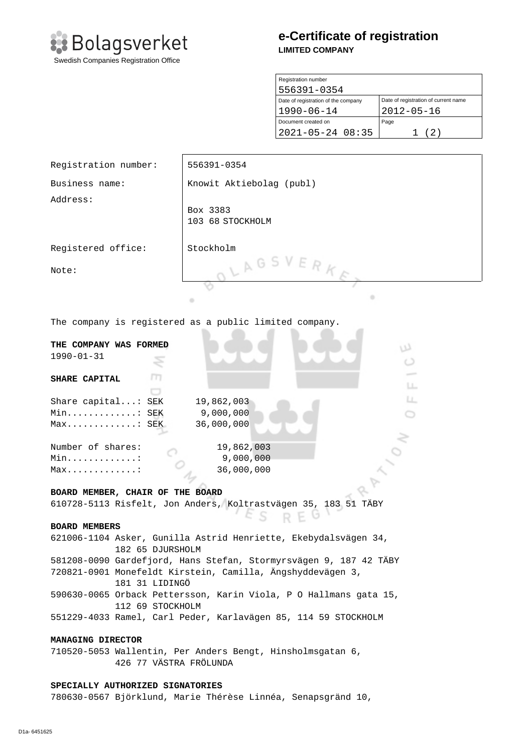Bolagsverket

Swedish Companies Registration Office

# e-Certificate of registration

**LIMITED COMPANY**

| Registration number | |
|---|---|
| 556391-0354 | |
| Date of registration of the company | Date of registration of current name |
| 1990-06-14 | 2012-05-16 |
| Document created on | Page |
| 2021-05-24 08:35 | 1 (2) |

| | |
|---|---|
| Registration number: | 556391-0354 |
| Business name: | Knowit Aktiebolag (publ) |
| Address: | Box 3383<br>103 68 STOCKHOLM |
| Registered office: | Stockholm |
| Note: | |

The company is registered as a public limited company.

**THE COMPANY WAS FORMED**
1990-01-31

**SHARE CAPITAL**

```
Share capital...: SEK      19,862,003
Min.............: SEK       9,000,000
Max.............: SEK      36,000,000

Number of shares:              19,862,003
Min.............:               9,000,000
Max.............:              36,000,000
```

**BOARD MEMBER, CHAIR OF THE BOARD**
610728-5113 Risfelt, Jon Anders, Koltrastvägen 35, 183 51 TÄBY

**BOARD MEMBERS**
621006-1104 Asker, Gunilla Astrid Henriette, Ekebydalsvägen 34, 182 65 DJURSHOLM
581208-0090 Gardefjord, Hans Stefan, Stormyrsvägen 9, 187 42 TÄBY
720821-0901 Monefeldt Kirstein, Camilla, Ängshyddevägen 3, 181 31 LIDINGÖ
590630-0065 Orback Pettersson, Karin Viola, P O Hallmans gata 15, 112 69 STOCKHOLM
551229-4033 Ramel, Carl Peder, Karlavägen 85, 114 59 STOCKHOLM

**MANAGING DIRECTOR**
710520-5053 Wallentin, Per Anders Bengt, Hinsholmsgatan 6, 426 77 VÄSTRA FRÖLUNDA

**SPECIALLY AUTHORIZED SIGNATORIES**
780630-0567 Björklund, Marie Thérèse Linnéa, Senapsgränd 10,

D1a- 6451625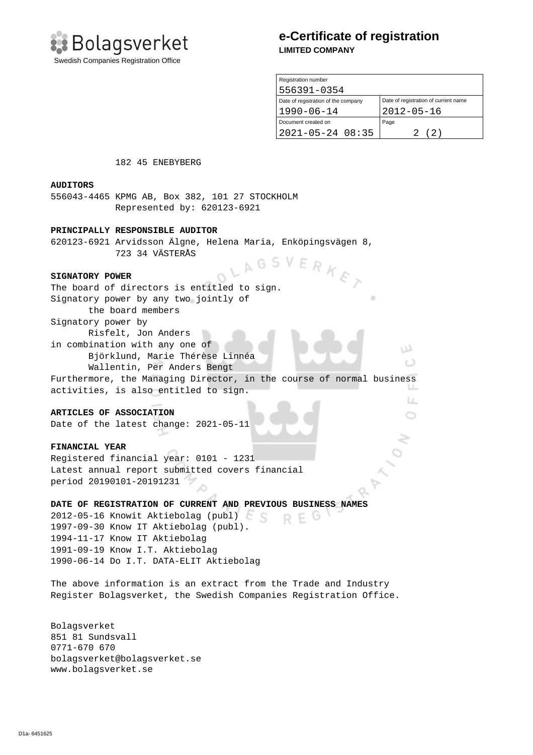# e-Certificate of registration

**LIMITED COMPANY**

| Registration number | |
|---|---|
| 556391-0354 | |
| Date of registration of the company | Date of registration of current name |
| 1990-06-14 | 2012-05-16 |
| Document created on | Page |
| 2021-05-24 08:35 | 2 (2) |

182 45 ENEBYBERG

**AUDITORS**

556043-4465 KPMG AB, Box 382, 101 27 STOCKHOLM
Represented by: 620123-6921

**PRINCIPALLY RESPONSIBLE AUDITOR**

620123-6921 Arvidsson Älgne, Helena Maria, Enköpingsvägen 8,
723 34 VÄSTERÅS

**SIGNATORY POWER**

The board of directors is entitled to sign.
Signatory power by any two jointly of
the board members
Signatory power by
Risfelt, Jon Anders
in combination with any one of
Björklund, Marie Thérèse Linnéa
Wallentin, Per Anders Bengt
Furthermore, the Managing Director, in the course of normal business activities, is also entitled to sign.

**ARTICLES OF ASSOCIATION**

Date of the latest change: 2021-05-11

**FINANCIAL YEAR**

Registered financial year: 0101 - 1231
Latest annual report submitted covers financial period 20190101-20191231

**DATE OF REGISTRATION OF CURRENT AND PREVIOUS BUSINESS NAMES**

2012-05-16 Knowit Aktiebolag (publ)
1997-09-30 Know IT Aktiebolag (publ).
1994-11-17 Know IT Aktiebolag
1991-09-19 Know I.T. Aktiebolag
1990-06-14 Do I.T. DATA-ELIT Aktiebolag

The above information is an extract from the Trade and Industry Register Bolagsverket, the Swedish Companies Registration Office.

Bolagsverket
851 81 Sundsvall
0771-670 670
bolagsverket@bolagsverket.se
www.bolagsverket.se

D1a- 6451625